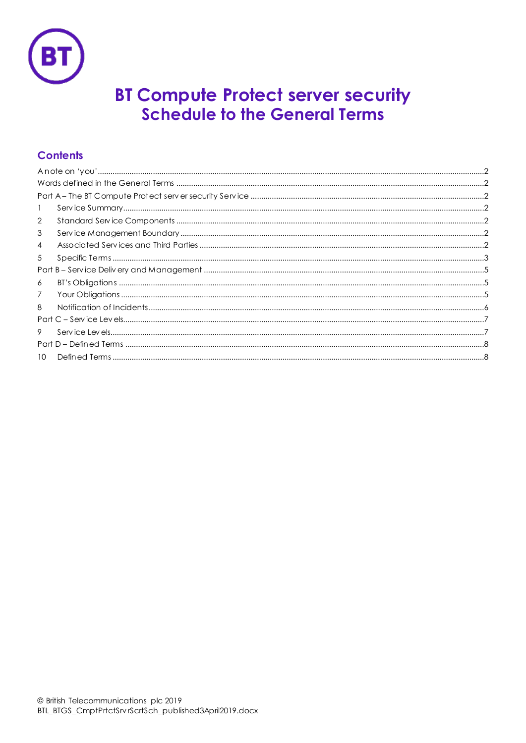# BT Compute Protect server security
## Schedule to the General Terms

## Contents

A note on 'you' .....2
Words defined in the General Terms .....2
Part A – The BT Compute Protect server security Service .....2
1 Service Summary .....2
2 Standard Service Components .....2
3 Service Management Boundary .....2
4 Associated Services and Third Parties .....2
5 Specific Terms .....3
Part B – Service Delivery and Management .....5
6 BT's Obligations .....5
7 Your Obligations .....5
8 Notification of Incidents .....6
Part C – Service Levels .....7
9 Service Levels .....7
Part D – Defined Terms .....8
10 Defined Terms .....8

© British Telecommunications plc 2019
BTL_BTGS_CmptPrtctSrvrScrtSch_published3April2019.docx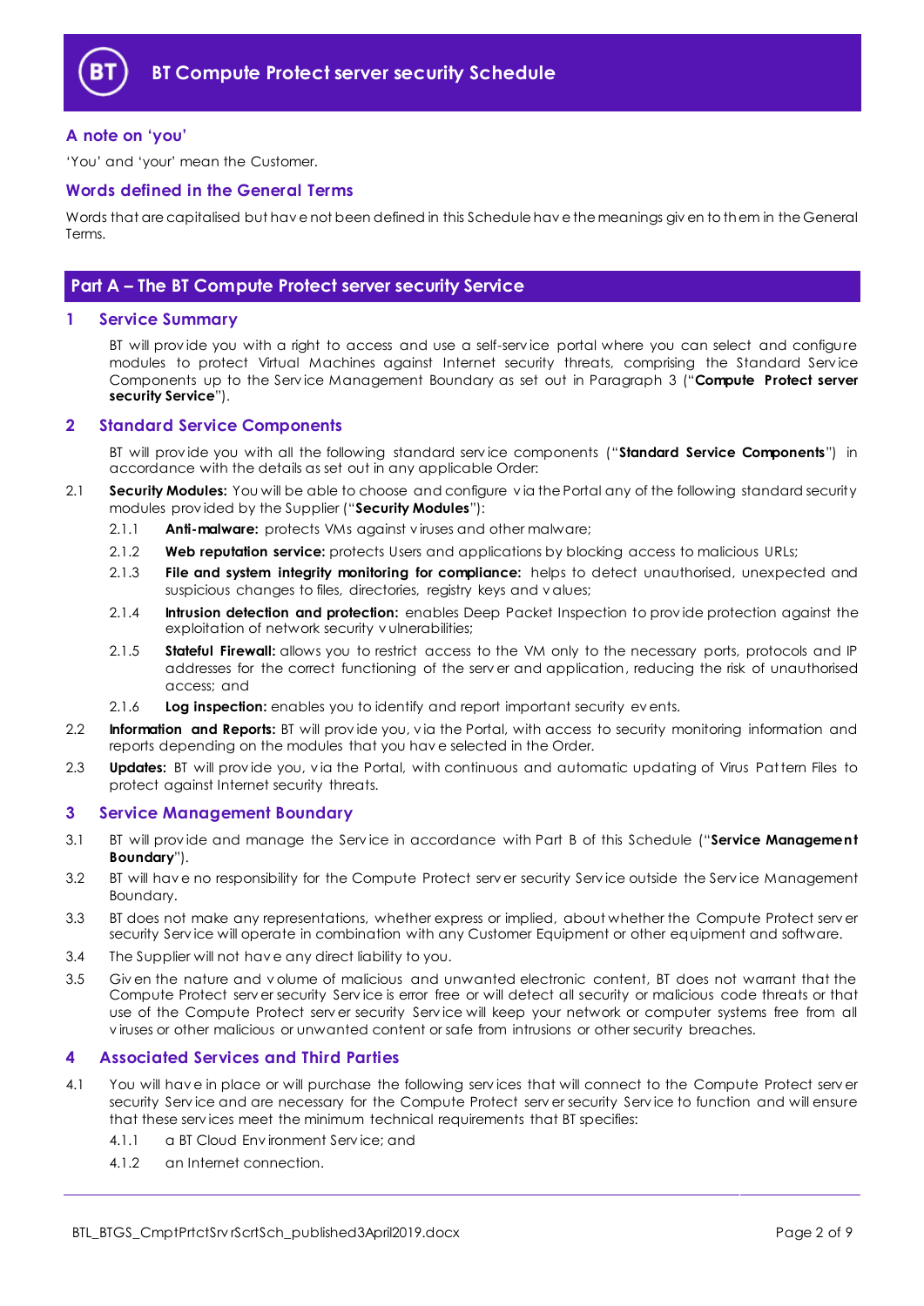# BT Compute Protect server security Schedule

## A note on 'you'

'You' and 'your' mean the Customer.

## Words defined in the General Terms

Words that are capitalised but have not been defined in this Schedule have the meanings given to them in the General Terms.

## Part A – The BT Compute Protect server security Service

### 1 Service Summary

BT will provide you with a right to access and use a self-service portal where you can select and configure modules to protect Virtual Machines against Internet security threats, comprising the Standard Service Components up to the Service Management Boundary as set out in Paragraph 3 ("**Compute Protect server security Service**").

### 2 Standard Service Components

BT will provide you with all the following standard service components ("**Standard Service Components**") in accordance with the details as set out in any applicable Order:

2.1 **Security Modules:** You will be able to choose and configure via the Portal any of the following standard security modules provided by the Supplier ("**Security Modules**"):

2.1.1 **Anti-malware:** protects VMs against viruses and other malware;

2.1.2 **Web reputation service:** protects Users and applications by blocking access to malicious URLs;

2.1.3 **File and system integrity monitoring for compliance:** helps to detect unauthorised, unexpected and suspicious changes to files, directories, registry keys and values;

2.1.4 **Intrusion detection and protection:** enables Deep Packet Inspection to provide protection against the exploitation of network security vulnerabilities;

2.1.5 **Stateful Firewall:** allows you to restrict access to the VM only to the necessary ports, protocols and IP addresses for the correct functioning of the server and application, reducing the risk of unauthorised access; and

2.1.6 **Log inspection:** enables you to identify and report important security events.

2.2 **Information and Reports:** BT will provide you, via the Portal, with access to security monitoring information and reports depending on the modules that you have selected in the Order.

2.3 **Updates:** BT will provide you, via the Portal, with continuous and automatic updating of Virus Pattern Files to protect against Internet security threats.

### 3 Service Management Boundary

3.1 BT will provide and manage the Service in accordance with Part B of this Schedule ("**Service Management Boundary**").

3.2 BT will have no responsibility for the Compute Protect server security Service outside the Service Management Boundary.

3.3 BT does not make any representations, whether express or implied, about whether the Compute Protect server security Service will operate in combination with any Customer Equipment or other equipment and software.

3.4 The Supplier will not have any direct liability to you.

3.5 Given the nature and volume of malicious and unwanted electronic content, BT does not warrant that the Compute Protect server security Service is error free or will detect all security or malicious code threats or that use of the Compute Protect server security Service will keep your network or computer systems free from all viruses or other malicious or unwanted content or safe from intrusions or other security breaches.

### 4 Associated Services and Third Parties

4.1 You will have in place or will purchase the following services that will connect to the Compute Protect server security Service and are necessary for the Compute Protect server security Service to function and will ensure that these services meet the minimum technical requirements that BT specifies:

4.1.1 a BT Cloud Environment Service; and

4.1.2 an Internet connection.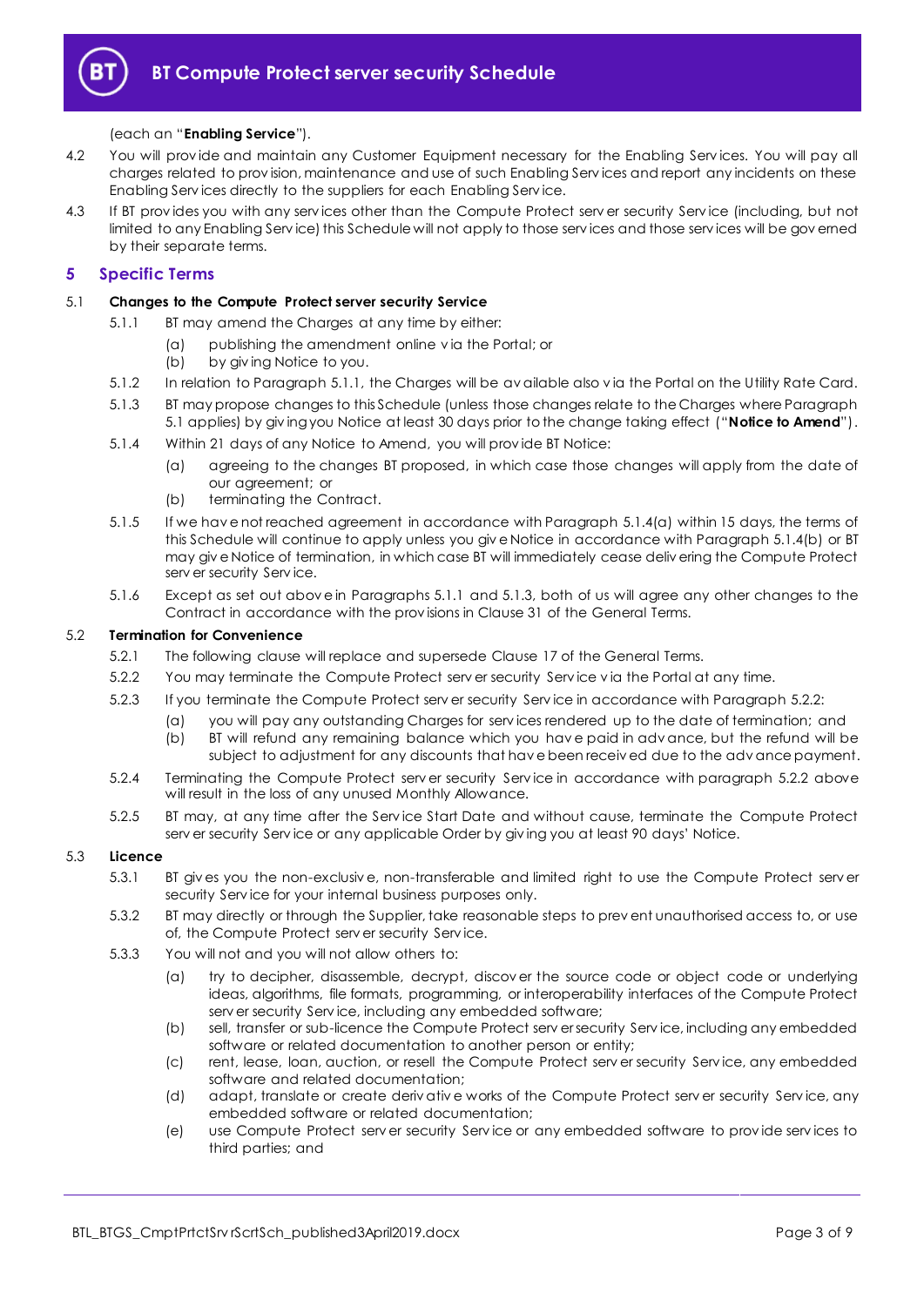(each an "**Enabling Service**").

4.2 You will provide and maintain any Customer Equipment necessary for the Enabling Services. You will pay all charges related to provision, maintenance and use of such Enabling Services and report any incidents on these Enabling Services directly to the suppliers for each Enabling Service.

4.3 If BT provides you with any services other than the Compute Protect server security Service (including, but not limited to any Enabling Service) this Schedule will not apply to those services and those services will be governed by their separate terms.

## 5 Specific Terms

5.1 **Changes to the Compute Protect server security Service**

5.1.1 BT may amend the Charges at any time by either:

(a) publishing the amendment online via the Portal; or

(b) by giving Notice to you.

5.1.2 In relation to Paragraph 5.1.1, the Charges will be available also via the Portal on the Utility Rate Card.

5.1.3 BT may propose changes to this Schedule (unless those changes relate to the Charges where Paragraph 5.1 applies) by giving you Notice at least 30 days prior to the change taking effect ("**Notice to Amend**").

5.1.4 Within 21 days of any Notice to Amend, you will provide BT Notice:

(a) agreeing to the changes BT proposed, in which case those changes will apply from the date of our agreement; or

(b) terminating the Contract.

5.1.5 If we have not reached agreement in accordance with Paragraph 5.1.4(a) within 15 days, the terms of this Schedule will continue to apply unless you give Notice in accordance with Paragraph 5.1.4(b) or BT may give Notice of termination, in which case BT will immediately cease delivering the Compute Protect server security Service.

5.1.6 Except as set out above in Paragraphs 5.1.1 and 5.1.3, both of us will agree any other changes to the Contract in accordance with the provisions in Clause 31 of the General Terms.

5.2 **Termination for Convenience**

5.2.1 The following clause will replace and supersede Clause 17 of the General Terms.

5.2.2 You may terminate the Compute Protect server security Service via the Portal at any time.

5.2.3 If you terminate the Compute Protect server security Service in accordance with Paragraph 5.2.2:

(a) you will pay any outstanding Charges for services rendered up to the date of termination; and

(b) BT will refund any remaining balance which you have paid in advance, but the refund will be subject to adjustment for any discounts that have been received due to the advance payment.

5.2.4 Terminating the Compute Protect server security Service in accordance with paragraph 5.2.2 above will result in the loss of any unused Monthly Allowance.

5.2.5 BT may, at any time after the Service Start Date and without cause, terminate the Compute Protect server security Service or any applicable Order by giving you at least 90 days' Notice.

5.3 **Licence**

5.3.1 BT gives you the non-exclusive, non-transferable and limited right to use the Compute Protect server security Service for your internal business purposes only.

5.3.2 BT may directly or through the Supplier, take reasonable steps to prevent unauthorised access to, or use of, the Compute Protect server security Service.

5.3.3 You will not and you will not allow others to:

(a) try to decipher, disassemble, decrypt, discover the source code or object code or underlying ideas, algorithms, file formats, programming, or interoperability interfaces of the Compute Protect server security Service, including any embedded software;

(b) sell, transfer or sub-licence the Compute Protect server security Service, including any embedded software or related documentation to another person or entity;

(c) rent, lease, loan, auction, or resell the Compute Protect server security Service, any embedded software and related documentation;

(d) adapt, translate or create derivative works of the Compute Protect server security Service, any embedded software or related documentation;

(e) use Compute Protect server security Service or any embedded software to provide services to third parties; and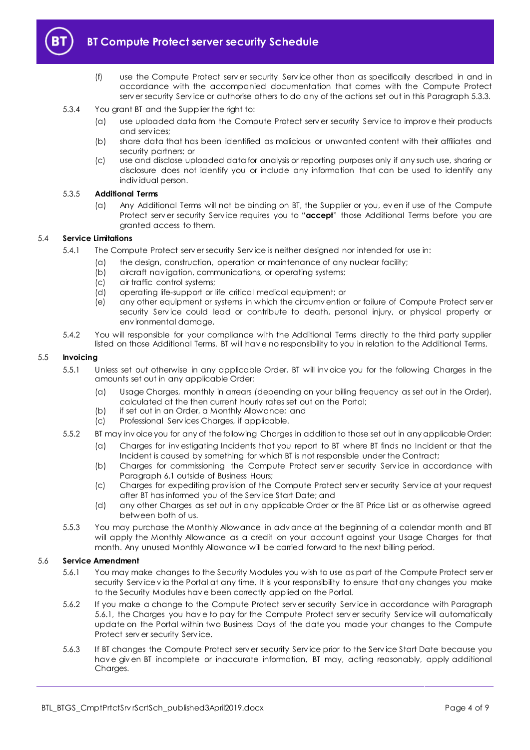(f) use the Compute Protect server security Service other than as specifically described in and in accordance with the accompanied documentation that comes with the Compute Protect server security Service or authorise others to do any of the actions set out in this Paragraph 5.3.3.

5.3.4 You grant BT and the Supplier the right to:

(a) use uploaded data from the Compute Protect server security Service to improve their products and services;

(b) share data that has been identified as malicious or unwanted content with their affiliates and security partners; or

(c) use and disclose uploaded data for analysis or reporting purposes only if any such use, sharing or disclosure does not identify you or include any information that can be used to identify any individual person.

5.3.5 **Additional Terms**

(a) Any Additional Terms will not be binding on BT, the Supplier or you, even if use of the Compute Protect server security Service requires you to "**accept**" those Additional Terms before you are granted access to them.

### 5.4 Service Limitations

5.4.1 The Compute Protect server security Service is neither designed nor intended for use in:

(a) the design, construction, operation or maintenance of any nuclear facility;

(b) aircraft navigation, communications, or operating systems;

(c) air traffic control systems;

(d) operating life-support or life critical medical equipment; or

(e) any other equipment or systems in which the circumvention or failure of Compute Protect server security Service could lead or contribute to death, personal injury, or physical property or environmental damage.

5.4.2 You will responsible for your compliance with the Additional Terms directly to the third party supplier listed on those Additional Terms. BT will have no responsibility to you in relation to the Additional Terms.

### 5.5 Invoicing

5.5.1 Unless set out otherwise in any applicable Order, BT will invoice you for the following Charges in the amounts set out in any applicable Order:

(a) Usage Charges, monthly in arrears (depending on your billing frequency as set out in the Order), calculated at the then current hourly rates set out on the Portal;

(b) if set out in an Order, a Monthly Allowance; and

(c) Professional Services Charges, if applicable.

5.5.2 BT may invoice you for any of the following Charges in addition to those set out in any applicable Order:

(a) Charges for investigating Incidents that you report to BT where BT finds no Incident or that the Incident is caused by something for which BT is not responsible under the Contract;

(b) Charges for commissioning the Compute Protect server security Service in accordance with Paragraph 6.1 outside of Business Hours;

(c) Charges for expediting provision of the Compute Protect server security Service at your request after BT has informed you of the Service Start Date; and

(d) any other Charges as set out in any applicable Order or the BT Price List or as otherwise agreed between both of us.

5.5.3 You may purchase the Monthly Allowance in advance at the beginning of a calendar month and BT will apply the Monthly Allowance as a credit on your account against your Usage Charges for that month. Any unused Monthly Allowance will be carried forward to the next billing period.

### 5.6 Service Amendment

5.6.1 You may make changes to the Security Modules you wish to use as part of the Compute Protect server security Service via the Portal at any time. It is your responsibility to ensure that any changes you make to the Security Modules have been correctly applied on the Portal.

5.6.2 If you make a change to the Compute Protect server security Service in accordance with Paragraph 5.6.1, the Charges you have to pay for the Compute Protect server security Service will automatically update on the Portal within two Business Days of the date you made your changes to the Compute Protect server security Service.

5.6.3 If BT changes the Compute Protect server security Service prior to the Service Start Date because you have given BT incomplete or inaccurate information, BT may, acting reasonably, apply additional Charges.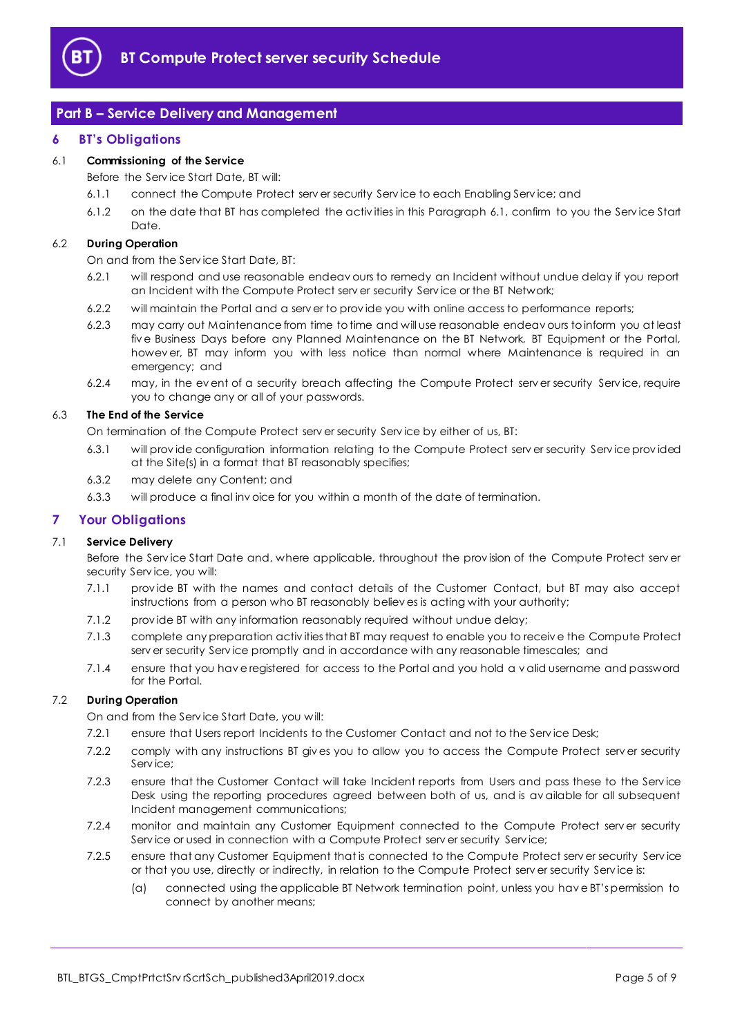## Part B – Service Delivery and Management

### 6 BT's Obligations

6.1 **Commissioning of the Service**

Before the Service Start Date, BT will:

6.1.1 connect the Compute Protect server security Service to each Enabling Service; and

6.1.2 on the date that BT has completed the activities in this Paragraph 6.1, confirm to you the Service Start Date.

6.2 **During Operation**

On and from the Service Start Date, BT:

6.2.1 will respond and use reasonable endeavours to remedy an Incident without undue delay if you report an Incident with the Compute Protect server security Service or the BT Network;

6.2.2 will maintain the Portal and a server to provide you with online access to performance reports;

6.2.3 may carry out Maintenance from time to time and will use reasonable endeavours to inform you at least five Business Days before any Planned Maintenance on the BT Network, BT Equipment or the Portal, however, BT may inform you with less notice than normal where Maintenance is required in an emergency; and

6.2.4 may, in the event of a security breach affecting the Compute Protect server security Service, require you to change any or all of your passwords.

6.3 **The End of the Service**

On termination of the Compute Protect server security Service by either of us, BT:

6.3.1 will provide configuration information relating to the Compute Protect server security Service provided at the Site(s) in a format that BT reasonably specifies;

6.3.2 may delete any Content; and

6.3.3 will produce a final invoice for you within a month of the date of termination.

### 7 Your Obligations

7.1 **Service Delivery**

Before the Service Start Date and, where applicable, throughout the provision of the Compute Protect server security Service, you will:

7.1.1 provide BT with the names and contact details of the Customer Contact, but BT may also accept instructions from a person who BT reasonably believes is acting with your authority;

7.1.2 provide BT with any information reasonably required without undue delay;

7.1.3 complete any preparation activities that BT may request to enable you to receive the Compute Protect server security Service promptly and in accordance with any reasonable timescales; and

7.1.4 ensure that you have registered for access to the Portal and you hold a valid username and password for the Portal.

7.2 **During Operation**

On and from the Service Start Date, you will:

7.2.1 ensure that Users report Incidents to the Customer Contact and not to the Service Desk;

7.2.2 comply with any instructions BT gives you to allow you to access the Compute Protect server security Service;

7.2.3 ensure that the Customer Contact will take Incident reports from Users and pass these to the Service Desk using the reporting procedures agreed between both of us, and is available for all subsequent Incident management communications;

7.2.4 monitor and maintain any Customer Equipment connected to the Compute Protect server security Service or used in connection with a Compute Protect server security Service;

7.2.5 ensure that any Customer Equipment that is connected to the Compute Protect server security Service or that you use, directly or indirectly, in relation to the Compute Protect server security Service is:

(a) connected using the applicable BT Network termination point, unless you have BT's permission to connect by another means;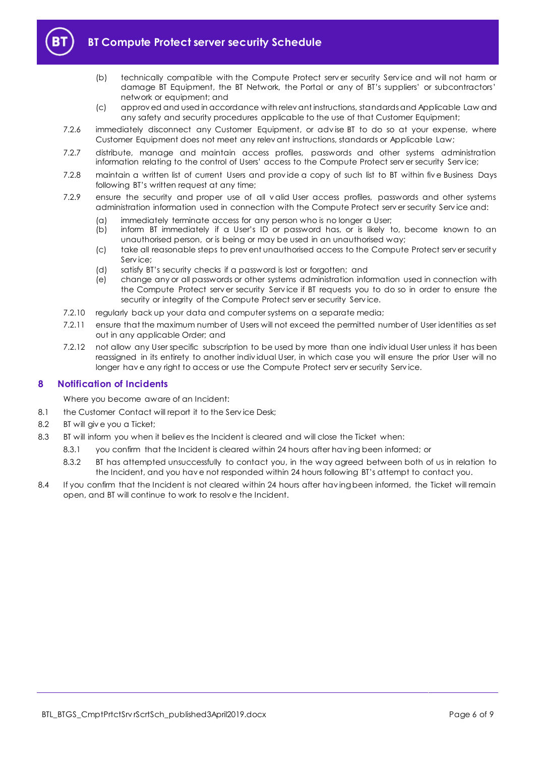(b) technically compatible with the Compute Protect server security Service and will not harm or damage BT Equipment, the BT Network, the Portal or any of BT's suppliers' or subcontractors' network or equipment; and

(c) approved and used in accordance with relevant instructions, standards and Applicable Law and any safety and security procedures applicable to the use of that Customer Equipment;

7.2.6 immediately disconnect any Customer Equipment, or advise BT to do so at your expense, where Customer Equipment does not meet any relevant instructions, standards or Applicable Law;

7.2.7 distribute, manage and maintain access profiles, passwords and other systems administration information relating to the control of Users' access to the Compute Protect server security Service;

7.2.8 maintain a written list of current Users and provide a copy of such list to BT within five Business Days following BT's written request at any time;

7.2.9 ensure the security and proper use of all valid User access profiles, passwords and other systems administration information used in connection with the Compute Protect server security Service and:

(a) immediately terminate access for any person who is no longer a User;

(b) inform BT immediately if a User's ID or password has, or is likely to, become known to an unauthorised person, or is being or may be used in an unauthorised way;

(c) take all reasonable steps to prevent unauthorised access to the Compute Protect server security Service;

(d) satisfy BT's security checks if a password is lost or forgotten; and

(e) change any or all passwords or other systems administration information used in connection with the Compute Protect server security Service if BT requests you to do so in order to ensure the security or integrity of the Compute Protect server security Service.

7.2.10 regularly back up your data and computer systems on a separate media;

7.2.11 ensure that the maximum number of Users will not exceed the permitted number of User identities as set out in any applicable Order; and

7.2.12 not allow any User specific subscription to be used by more than one individual User unless it has been reassigned in its entirety to another individual User, in which case you will ensure the prior User will no longer have any right to access or use the Compute Protect server security Service.

## 8 Notification of Incidents

Where you become aware of an Incident:

8.1 the Customer Contact will report it to the Service Desk;

8.2 BT will give you a Ticket;

8.3 BT will inform you when it believes the Incident is cleared and will close the Ticket when:

8.3.1 you confirm that the Incident is cleared within 24 hours after having been informed; or

8.3.2 BT has attempted unsuccessfully to contact you, in the way agreed between both of us in relation to the Incident, and you have not responded within 24 hours following BT's attempt to contact you.

8.4 If you confirm that the Incident is not cleared within 24 hours after having been informed, the Ticket will remain open, and BT will continue to work to resolve the Incident.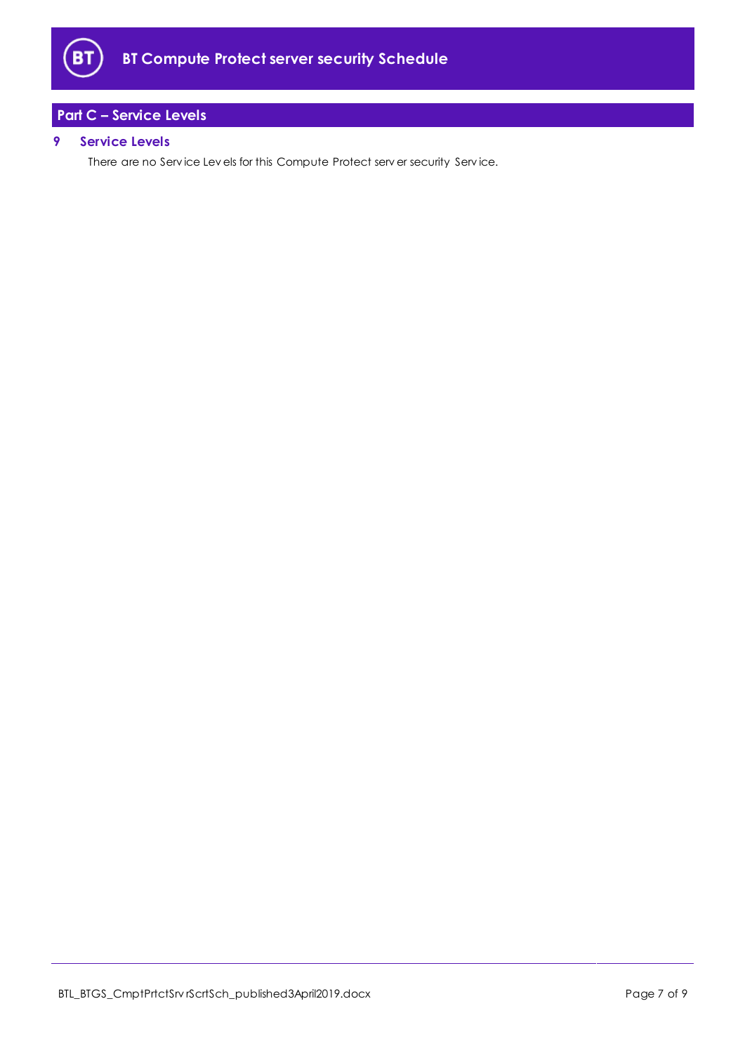## Part C – Service Levels

### 9 Service Levels

There are no Service Levels for this Compute Protect server security Service.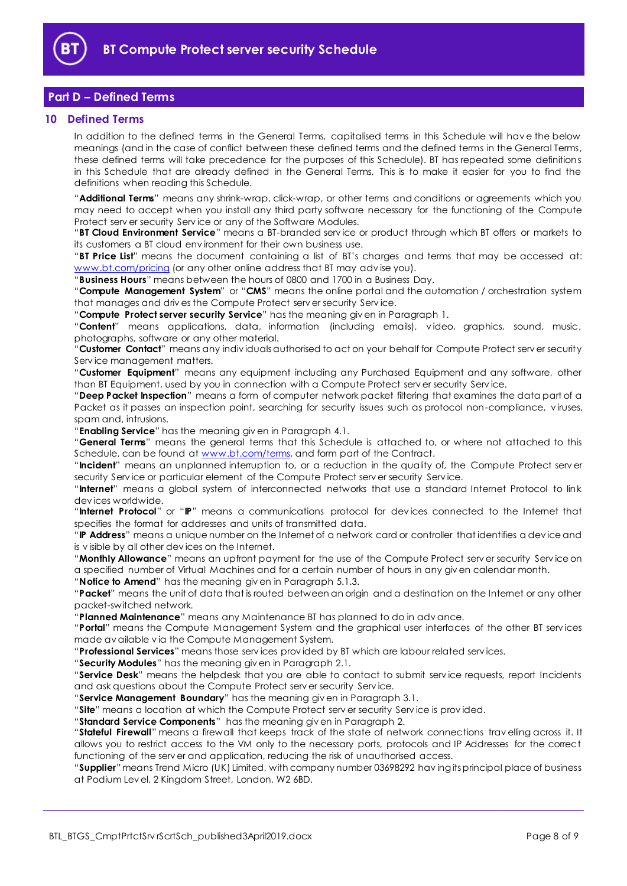## Part D – Defined Terms

### 10 Defined Terms

In addition to the defined terms in the General Terms, capitalised terms in this Schedule will have the below meanings (and in the case of conflict between these defined terms and the defined terms in the General Terms, these defined terms will take precedence for the purposes of this Schedule). BT has repeated some definitions in this Schedule that are already defined in the General Terms. This is to make it easier for you to find the definitions when reading this Schedule.

"**Additional Terms**" means any shrink-wrap, click-wrap, or other terms and conditions or agreements which you may need to accept when you install any third party software necessary for the functioning of the Compute Protect server security Service or any of the Software Modules.

"**BT Cloud Environment Service**" means a BT-branded service or product through which BT offers or markets to its customers a BT cloud environment for their own business use.

"**BT Price List**" means the document containing a list of BT's charges and terms that may be accessed at: www.bt.com/pricing (or any other online address that BT may advise you).

"**Business Hours**" means between the hours of 0800 and 1700 in a Business Day.

"**Compute Management System**" or "**CMS**" means the online portal and the automation / orchestration system that manages and drives the Compute Protect server security Service.

"**Compute Protect server security Service**" has the meaning given in Paragraph 1.

"**Content**" means applications, data, information (including emails), video, graphics, sound, music, photographs, software or any other material.

"**Customer Contact**" means any individuals authorised to act on your behalf for Compute Protect server security Service management matters.

"**Customer Equipment**" means any equipment including any Purchased Equipment and any software, other than BT Equipment, used by you in connection with a Compute Protect server security Service.

"**Deep Packet Inspection**" means a form of computer network packet filtering that examines the data part of a Packet as it passes an inspection point, searching for security issues such as protocol non-compliance, viruses, spam and, intrusions.

"**Enabling Service**" has the meaning given in Paragraph 4.1.

"**General Terms**" means the general terms that this Schedule is attached to, or where not attached to this Schedule, can be found at www.bt.com/terms, and form part of the Contract.

"**Incident**" means an unplanned interruption to, or a reduction in the quality of, the Compute Protect server security Service or particular element of the Compute Protect server security Service.

"**Internet**" means a global system of interconnected networks that use a standard Internet Protocol to link devices worldwide.

"**Internet Protocol**" or "**IP**" means a communications protocol for devices connected to the Internet that specifies the format for addresses and units of transmitted data.

"**IP Address**" means a unique number on the Internet of a network card or controller that identifies a device and is visible by all other devices on the Internet.

"**Monthly Allowance**" means an upfront payment for the use of the Compute Protect server security Service on a specified number of Virtual Machines and for a certain number of hours in any given calendar month.

"**Notice to Amend**" has the meaning given in Paragraph 5.1.3.

"**Packet**" means the unit of data that is routed between an origin and a destination on the Internet or any other packet-switched network.

"**Planned Maintenance**" means any Maintenance BT has planned to do in advance.

"**Portal**" means the Compute Management System and the graphical user interfaces of the other BT services made available via the Compute Management System.

"**Professional Services**" means those services provided by BT which are labour related services.

"**Security Modules**" has the meaning given in Paragraph 2.1.

"**Service Desk**" means the helpdesk that you are able to contact to submit service requests, report Incidents and ask questions about the Compute Protect server security Service.

"**Service Management Boundary**" has the meaning given in Paragraph 3.1.

"**Site**" means a location at which the Compute Protect server security Service is provided.

"**Standard Service Components**" has the meaning given in Paragraph 2.

"**Stateful Firewall**" means a firewall that keeps track of the state of network connections travelling across it. It allows you to restrict access to the VM only to the necessary ports, protocols and IP Addresses for the correct functioning of the server and application, reducing the risk of unauthorised access.

"**Supplier**" means Trend Micro (UK) Limited, with company number 03698292 having its principal place of business at Podium Level, 2 Kingdom Street, London, W2 6BD.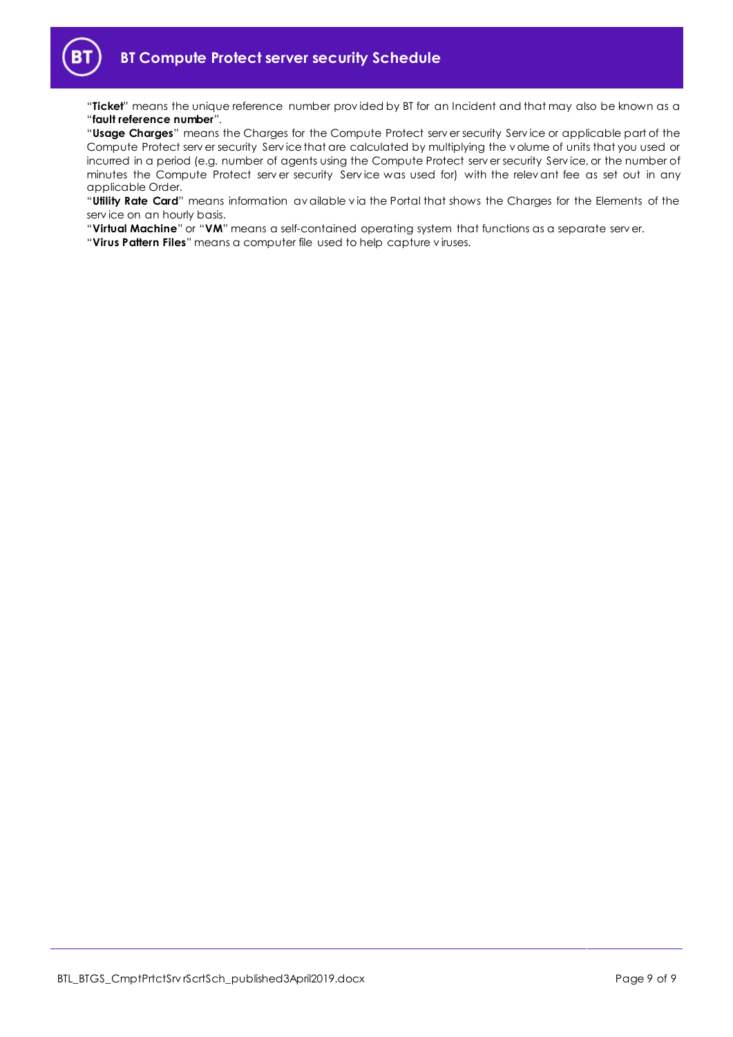"**Ticket**" means the unique reference number provided by BT for an Incident and that may also be known as a "**fault reference number**".

"**Usage Charges**" means the Charges for the Compute Protect server security Service or applicable part of the Compute Protect server security Service that are calculated by multiplying the volume of units that you used or incurred in a period (e.g. number of agents using the Compute Protect server security Service, or the number of minutes the Compute Protect server security Service was used for) with the relevant fee as set out in any applicable Order.

"**Utility Rate Card**" means information available via the Portal that shows the Charges for the Elements of the service on an hourly basis.

"**Virtual Machine**" or "**VM**" means a self-contained operating system that functions as a separate server.

"**Virus Pattern Files**" means a computer file used to help capture viruses.